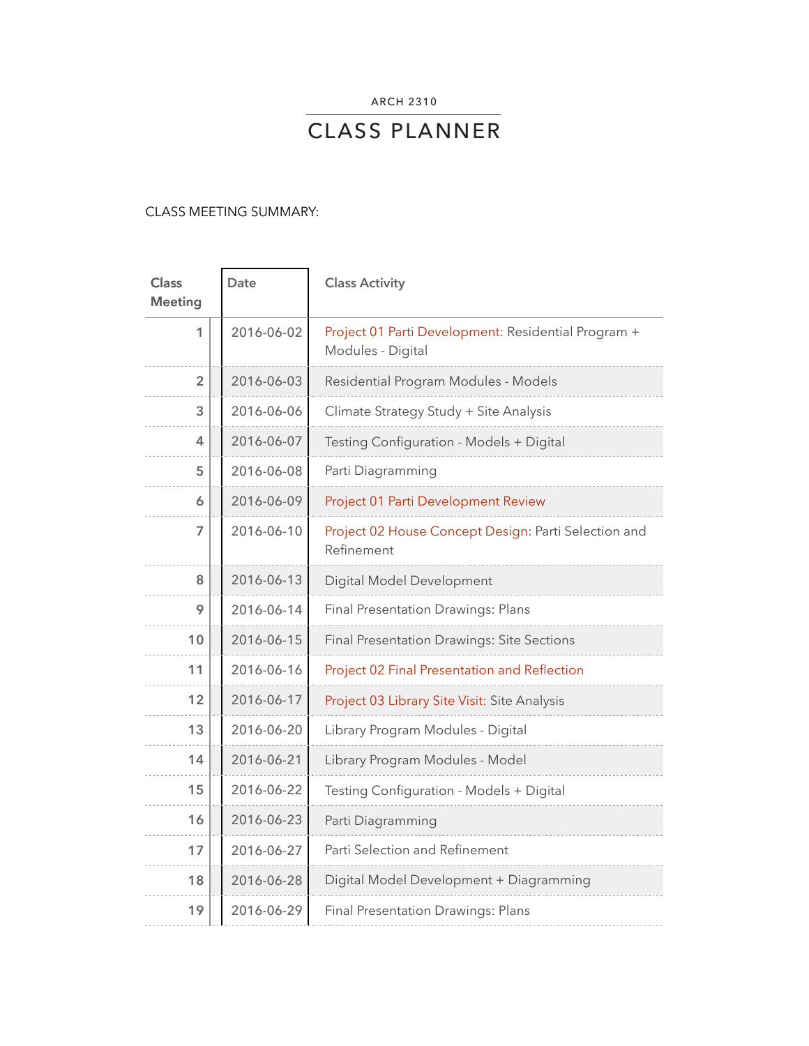ARCH 2310

# CLASS PLANNER

CLASS MEETING SUMMARY:

| Class Meeting | Date | Class Activity |
|---|---|---|
| 1 | 2016-06-02 | Project 01 Parti Development: Residential Program + Modules - Digital |
| 2 | 2016-06-03 | Residential Program Modules - Models |
| 3 | 2016-06-06 | Climate Strategy Study + Site Analysis |
| 4 | 2016-06-07 | Testing Configuration - Models + Digital |
| 5 | 2016-06-08 | Parti Diagramming |
| 6 | 2016-06-09 | Project 01 Parti Development Review |
| 7 | 2016-06-10 | Project 02 House Concept Design: Parti Selection and Refinement |
| 8 | 2016-06-13 | Digital Model Development |
| 9 | 2016-06-14 | Final Presentation Drawings: Plans |
| 10 | 2016-06-15 | Final Presentation Drawings: Site Sections |
| 11 | 2016-06-16 | Project 02 Final Presentation and Reflection |
| 12 | 2016-06-17 | Project 03 Library Site Visit: Site Analysis |
| 13 | 2016-06-20 | Library Program Modules - Digital |
| 14 | 2016-06-21 | Library Program Modules - Model |
| 15 | 2016-06-22 | Testing Configuration - Models + Digital |
| 16 | 2016-06-23 | Parti Diagramming |
| 17 | 2016-06-27 | Parti Selection and Refinement |
| 18 | 2016-06-28 | Digital Model Development + Diagramming |
| 19 | 2016-06-29 | Final Presentation Drawings: Plans |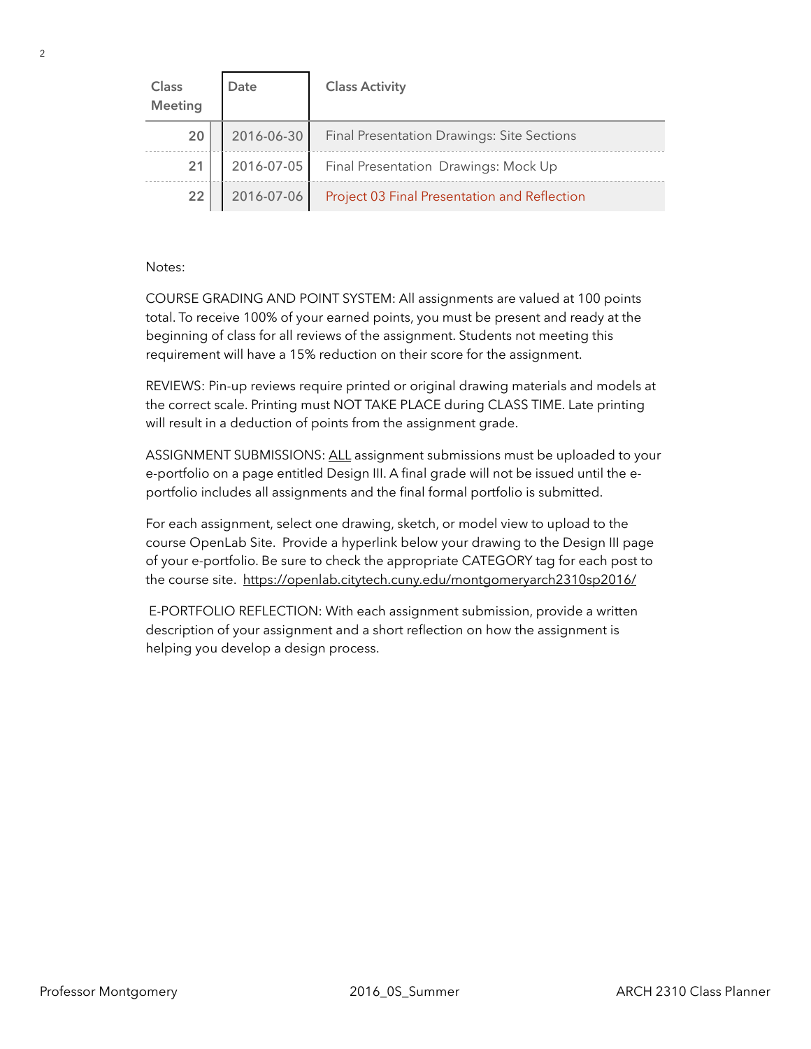| Class Meeting | Date | Class Activity |
| --- | --- | --- |
| 20 | 2016-06-30 | Final Presentation Drawings: Site Sections |
| 21 | 2016-07-05 | Final Presentation  Drawings: Mock Up |
| 22 | 2016-07-06 | Project 03 Final Presentation and Reflection |

Notes:

COURSE GRADING AND POINT SYSTEM: All assignments are valued at 100 points total. To receive 100% of your earned points, you must be present and ready at the beginning of class for all reviews of the assignment. Students not meeting this requirement will have a 15% reduction on their score for the assignment.

REVIEWS: Pin-up reviews require printed or original drawing materials and models at the correct scale. Printing must NOT TAKE PLACE during CLASS TIME. Late printing will result in a deduction of points from the assignment grade.

ASSIGNMENT SUBMISSIONS: ALL assignment submissions must be uploaded to your e-portfolio on a page entitled Design III. A final grade will not be issued until the e-portfolio includes all assignments and the final formal portfolio is submitted.

For each assignment, select one drawing, sketch, or model view to upload to the course OpenLab Site.  Provide a hyperlink below your drawing to the Design III page of your e-portfolio. Be sure to check the appropriate CATEGORY tag for each post to the course site.  https://openlab.citytech.cuny.edu/montgomeryarch2310sp2016/

E-PORTFOLIO REFLECTION: With each assignment submission, provide a written description of your assignment and a short reflection on how the assignment is helping you develop a design process.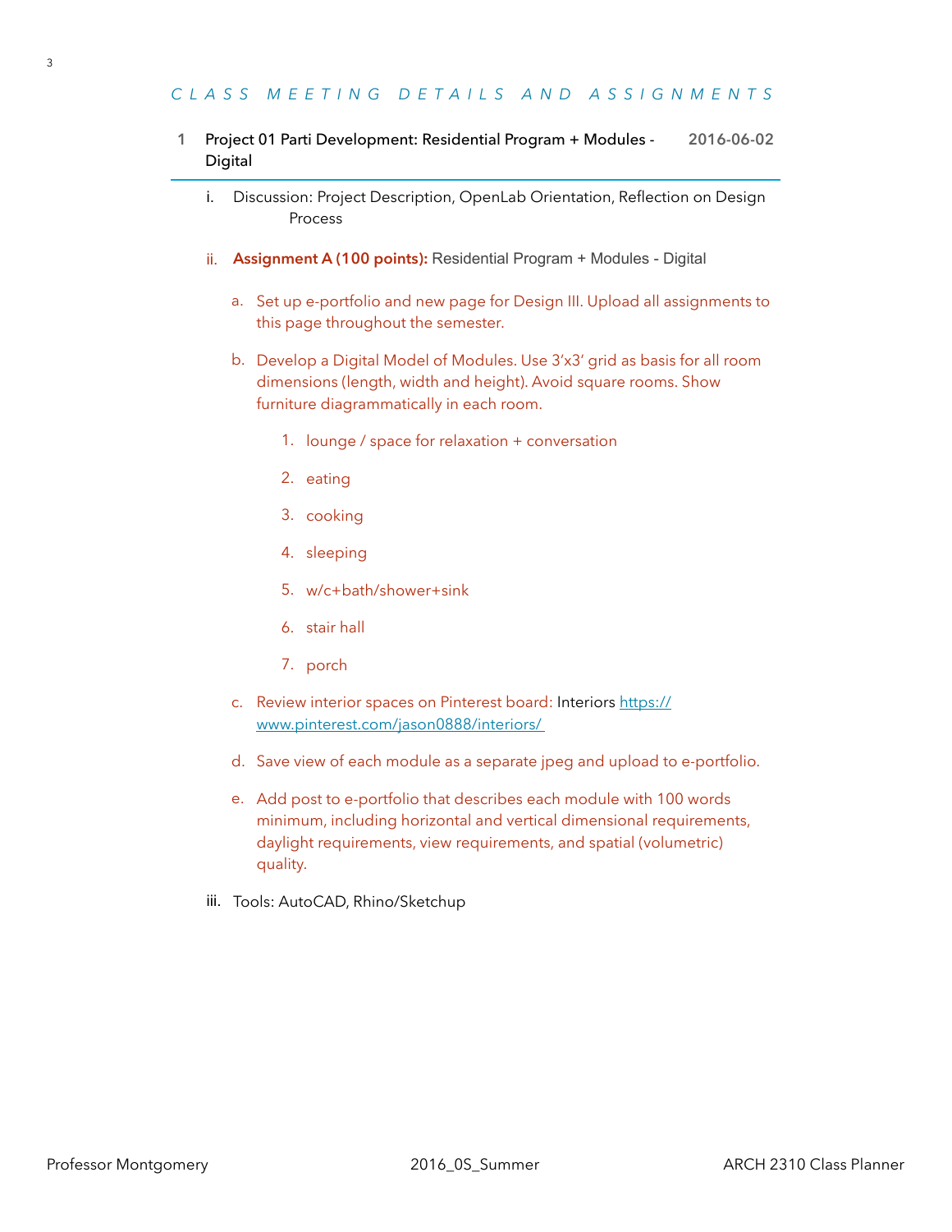## CLASS MEETING DETAILS AND ASSIGNMENTS

### 1 Project 01 Parti Development: Residential Program + Modules - Digital — 2016-06-02

i. Discussion: Project Description, OpenLab Orientation, Reflection on Design Process

ii. **Assignment A (100 points):** Residential Program + Modules - Digital

a. Set up e-portfolio and new page for Design III. Upload all assignments to this page throughout the semester.

b. Develop a Digital Model of Modules. Use 3'x3' grid as basis for all room dimensions (length, width and height). Avoid square rooms. Show furniture diagrammatically in each room.

1. lounge / space for relaxation + conversation
2. eating
3. cooking
4. sleeping
5. w/c+bath/shower+sink
6. stair hall
7. porch

c. Review interior spaces on Pinterest board: Interiors [https://www.pinterest.com/jason0888/interiors/](https://www.pinterest.com/jason0888/interiors/)

d. Save view of each module as a separate jpeg and upload to e-portfolio.

e. Add post to e-portfolio that describes each module with 100 words minimum, including horizontal and vertical dimensional requirements, daylight requirements, view requirements, and spatial (volumetric) quality.

iii. Tools: AutoCAD, Rhino/Sketchup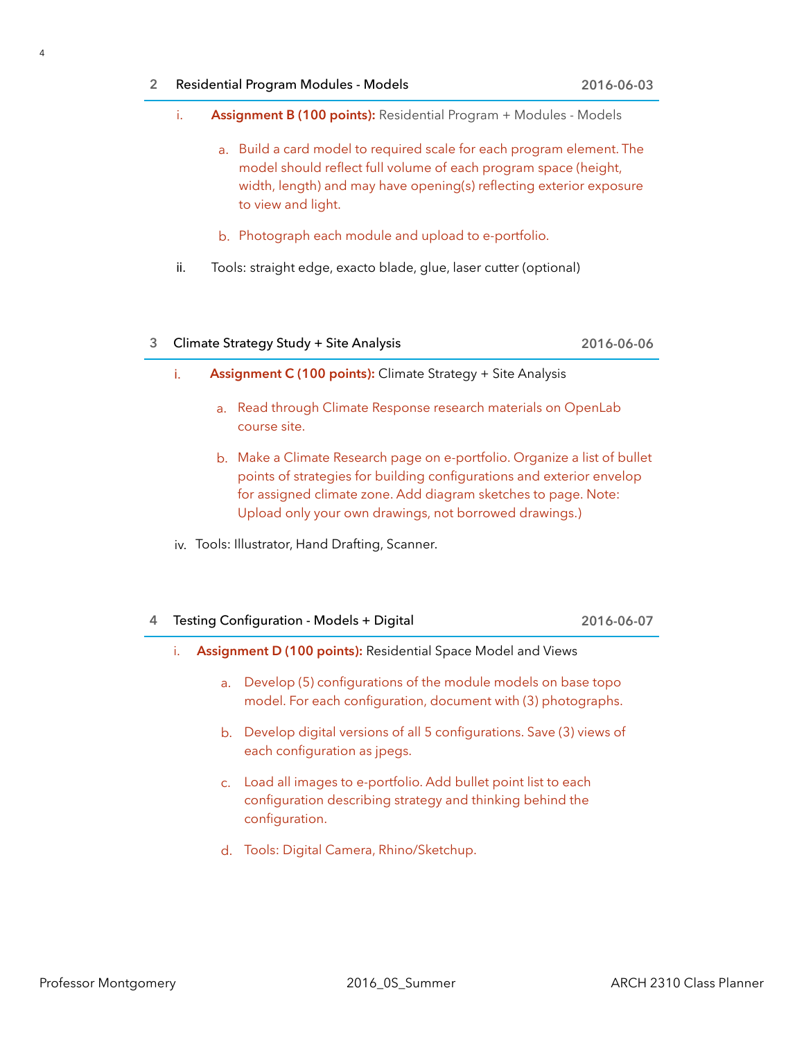## 2 Residential Program Modules - Models — 2016-06-03

i. **Assignment B (100 points):** Residential Program + Modules - Models

   a. Build a card model to required scale for each program element. The model should reflect full volume of each program space (height, width, length) and may have opening(s) reflecting exterior exposure to view and light.

   b. Photograph each module and upload to e-portfolio.

ii. Tools: straight edge, exacto blade, glue, laser cutter (optional)

## 3 Climate Strategy Study + Site Analysis — 2016-06-06

i. **Assignment C (100 points):** Climate Strategy + Site Analysis

   a. Read through Climate Response research materials on OpenLab course site.

   b. Make a Climate Research page on e-portfolio. Organize a list of bullet points of strategies for building configurations and exterior envelop for assigned climate zone. Add diagram sketches to page. Note: Upload only your own drawings, not borrowed drawings.)

iv. Tools: Illustrator, Hand Drafting, Scanner.

## 4 Testing Configuration - Models + Digital — 2016-06-07

i. **Assignment D (100 points):** Residential Space Model and Views

   a. Develop (5) configurations of the module models on base topo model. For each configuration, document with (3) photographs.

   b. Develop digital versions of all 5 configurations. Save (3) views of each configuration as jpegs.

   c. Load all images to e-portfolio. Add bullet point list to each configuration describing strategy and thinking behind the configuration.

   d. Tools: Digital Camera, Rhino/Sketchup.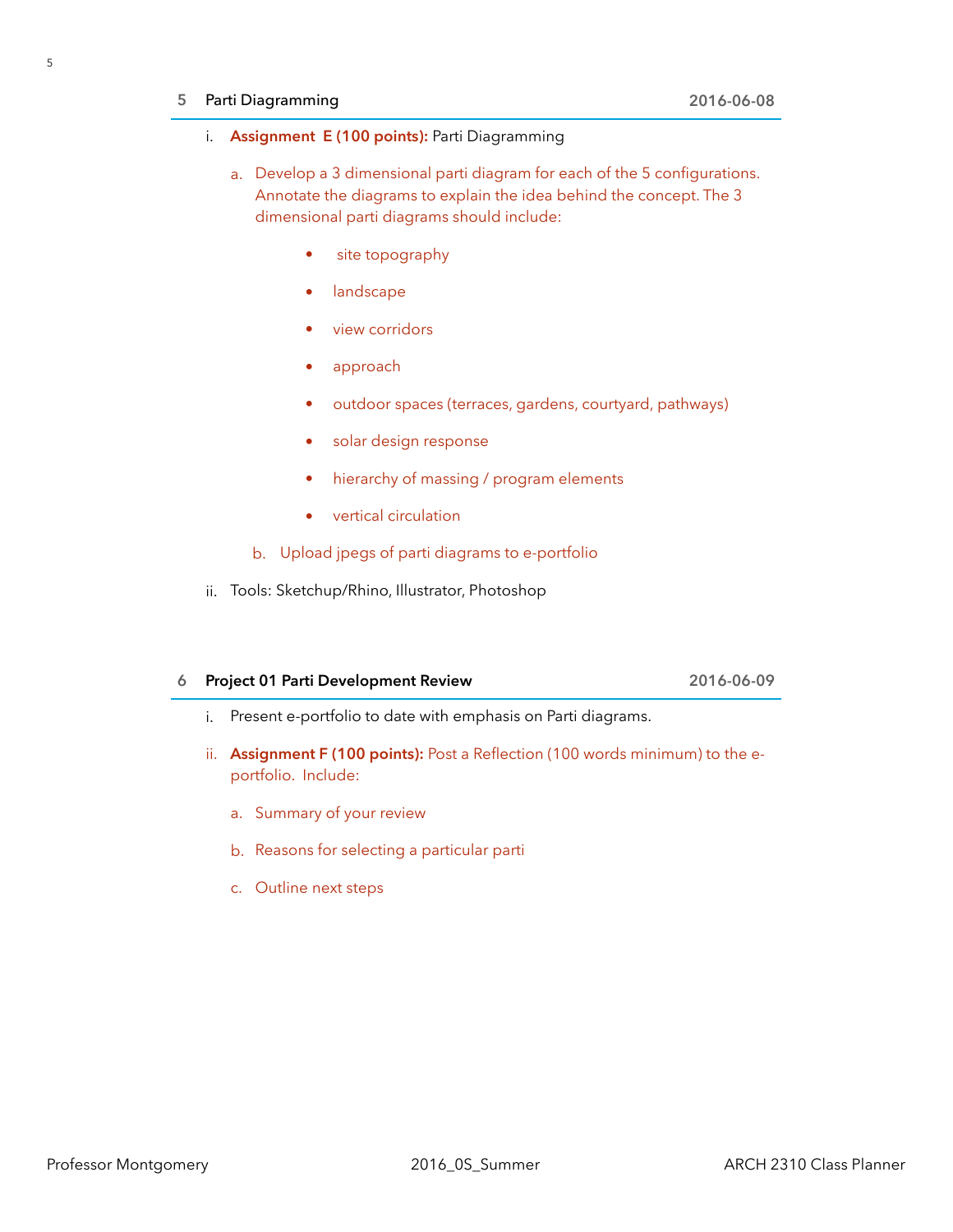## 5 Parti Diagramming — 2016-06-08

i. **Assignment E (100 points):** Parti Diagramming

   a. Develop a 3 dimensional parti diagram for each of the 5 configurations. Annotate the diagrams to explain the idea behind the concept. The 3 dimensional parti diagrams should include:

      - site topography
      - landscape
      - view corridors
      - approach
      - outdoor spaces (terraces, gardens, courtyard, pathways)
      - solar design response
      - hierarchy of massing / program elements
      - vertical circulation

   b. Upload jpegs of parti diagrams to e-portfolio

ii. Tools: Sketchup/Rhino, Illustrator, Photoshop

## 6 Project 01 Parti Development Review — 2016-06-09

i. Present e-portfolio to date with emphasis on Parti diagrams.

ii. **Assignment F (100 points):** Post a Reflection (100 words minimum) to the e-portfolio. Include:

   a. Summary of your review

   b. Reasons for selecting a particular parti

   c. Outline next steps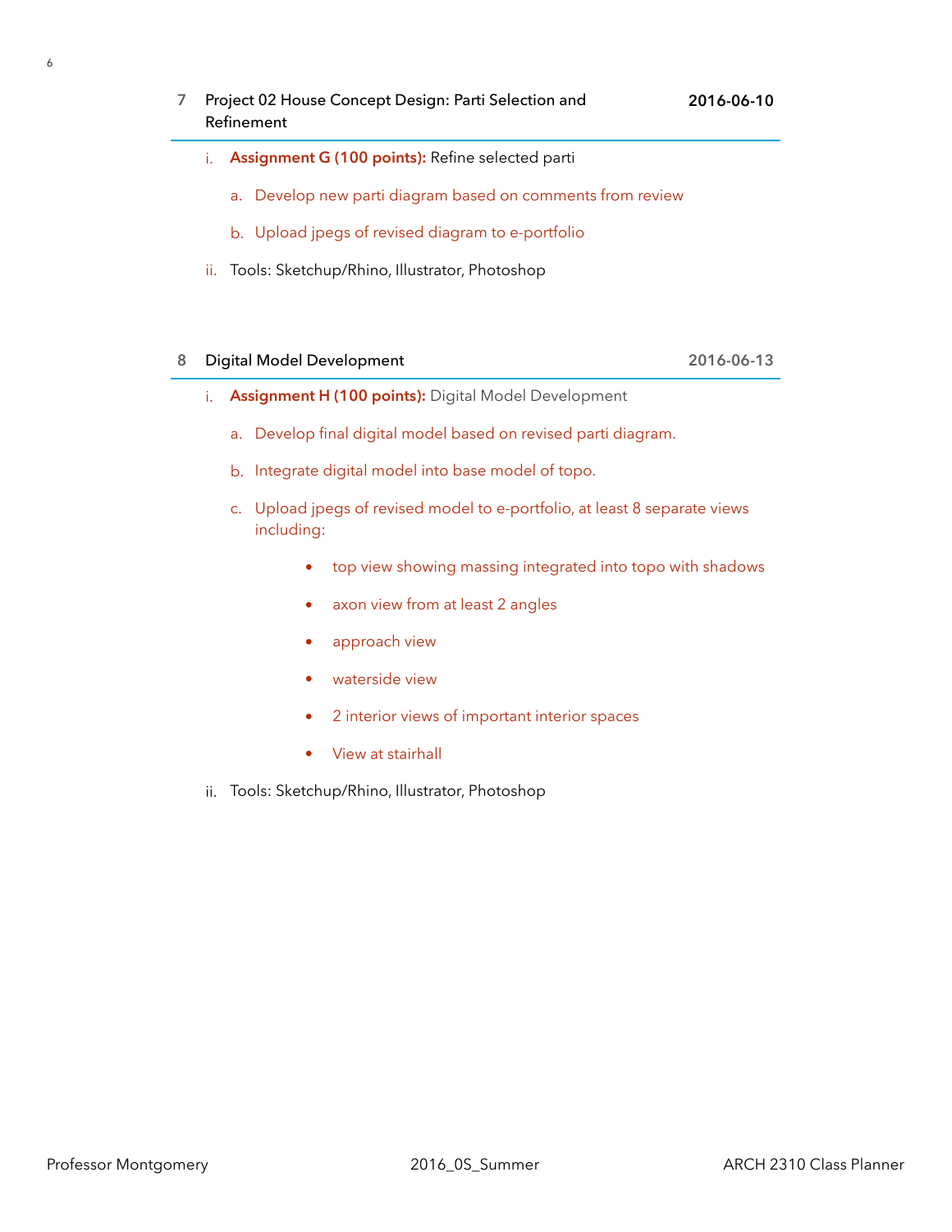## 7 Project 02 House Concept Design: Parti Selection and Refinement — 2016-06-10

i. **Assignment G (100 points):** Refine selected parti

   a. Develop new parti diagram based on comments from review

   b. Upload jpegs of revised diagram to e-portfolio

ii. Tools: Sketchup/Rhino, Illustrator, Photoshop

## 8 Digital Model Development — 2016-06-13

i. **Assignment H (100 points):** Digital Model Development

   a. Develop final digital model based on revised parti diagram.

   b. Integrate digital model into base model of topo.

   c. Upload jpegs of revised model to e-portfolio, at least 8 separate views including:

      - top view showing massing integrated into topo with shadows
      - axon view from at least 2 angles
      - approach view
      - waterside view
      - 2 interior views of important interior spaces
      - View at stairhall

ii. Tools: Sketchup/Rhino, Illustrator, Photoshop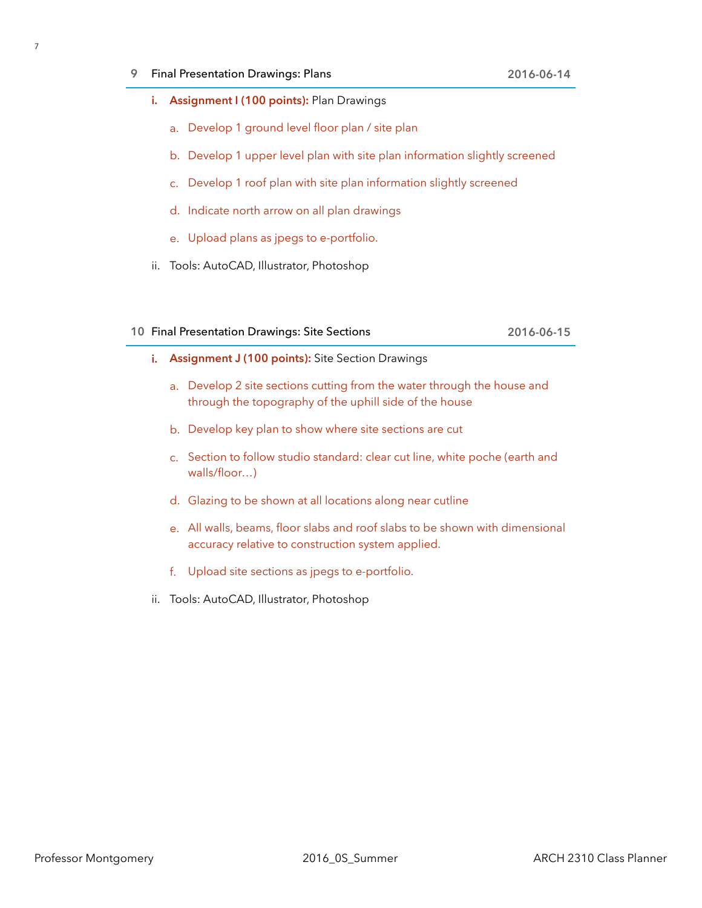## 9 Final Presentation Drawings: Plans 2016-06-14

i. **Assignment I (100 points):** Plan Drawings

   a. Develop 1 ground level floor plan / site plan

   b. Develop 1 upper level plan with site plan information slightly screened

   c. Develop 1 roof plan with site plan information slightly screened

   d. Indicate north arrow on all plan drawings

   e. Upload plans as jpegs to e-portfolio.

ii. Tools: AutoCAD, Illustrator, Photoshop

## 10 Final Presentation Drawings: Site Sections 2016-06-15

i. **Assignment J (100 points):** Site Section Drawings

   a. Develop 2 site sections cutting from the water through the house and through the topography of the uphill side of the house

   b. Develop key plan to show where site sections are cut

   c. Section to follow studio standard: clear cut line, white poche (earth and walls/floor…)

   d. Glazing to be shown at all locations along near cutline

   e. All walls, beams, floor slabs and roof slabs to be shown with dimensional accuracy relative to construction system applied.

   f. Upload site sections as jpegs to e-portfolio.

ii. Tools: AutoCAD, Illustrator, Photoshop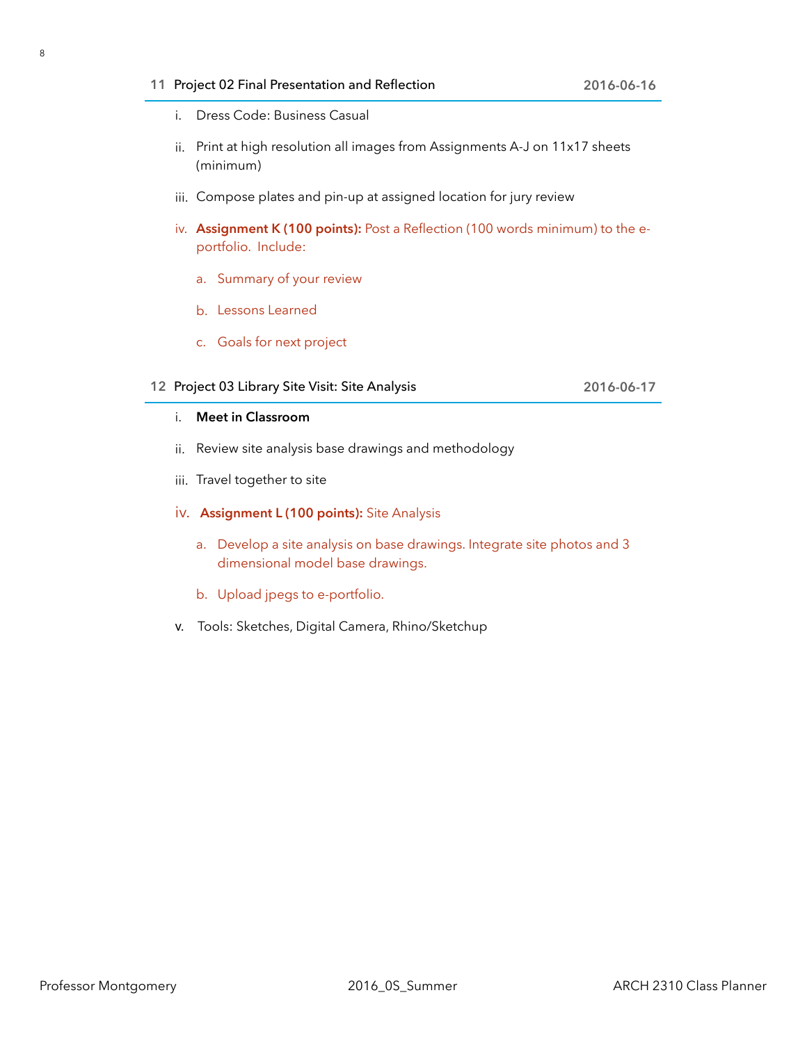## 11 Project 02 Final Presentation and Reflection — 2016-06-16

i. Dress Code: Business Casual

ii. Print at high resolution all images from Assignments A-J on 11x17 sheets (minimum)

iii. Compose plates and pin-up at assigned location for jury review

iv. **Assignment K (100 points):** Post a Reflection (100 words minimum) to the e-portfolio. Include:

   a. Summary of your review

   b. Lessons Learned

   c. Goals for next project

## 12 Project 03 Library Site Visit: Site Analysis — 2016-06-17

i. **Meet in Classroom**

ii. Review site analysis base drawings and methodology

iii. Travel together to site

iv. **Assignment L (100 points):** Site Analysis

   a. Develop a site analysis on base drawings. Integrate site photos and 3 dimensional model base drawings.

   b. Upload jpegs to e-portfolio.

v. Tools: Sketches, Digital Camera, Rhino/Sketchup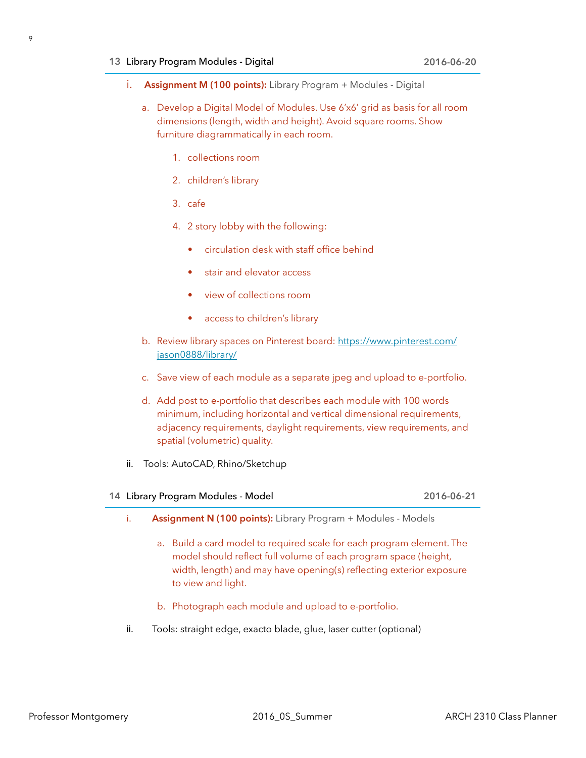## 13 Library Program Modules - Digital — 2016-06-20

i. **Assignment M (100 points):** Library Program + Modules - Digital

   a. Develop a Digital Model of Modules. Use 6'x6' grid as basis for all room dimensions (length, width and height). Avoid square rooms. Show furniture diagrammatically in each room.

      1. collections room
      2. children's library
      3. cafe
      4. 2 story lobby with the following:
         - circulation desk with staff office behind
         - stair and elevator access
         - view of collections room
         - access to children's library

   b. Review library spaces on Pinterest board: [https://www.pinterest.com/jason0888/library/](https://www.pinterest.com/jason0888/library/)

   c. Save view of each module as a separate jpeg and upload to e-portfolio.

   d. Add post to e-portfolio that describes each module with 100 words minimum, including horizontal and vertical dimensional requirements, adjacency requirements, daylight requirements, view requirements, and spatial (volumetric) quality.

ii. Tools: AutoCAD, Rhino/Sketchup

## 14 Library Program Modules - Model — 2016-06-21

i. **Assignment N (100 points):** Library Program + Modules - Models

   a. Build a card model to required scale for each program element. The model should reflect full volume of each program space (height, width, length) and may have opening(s) reflecting exterior exposure to view and light.

   b. Photograph each module and upload to e-portfolio.

ii. Tools: straight edge, exacto blade, glue, laser cutter (optional)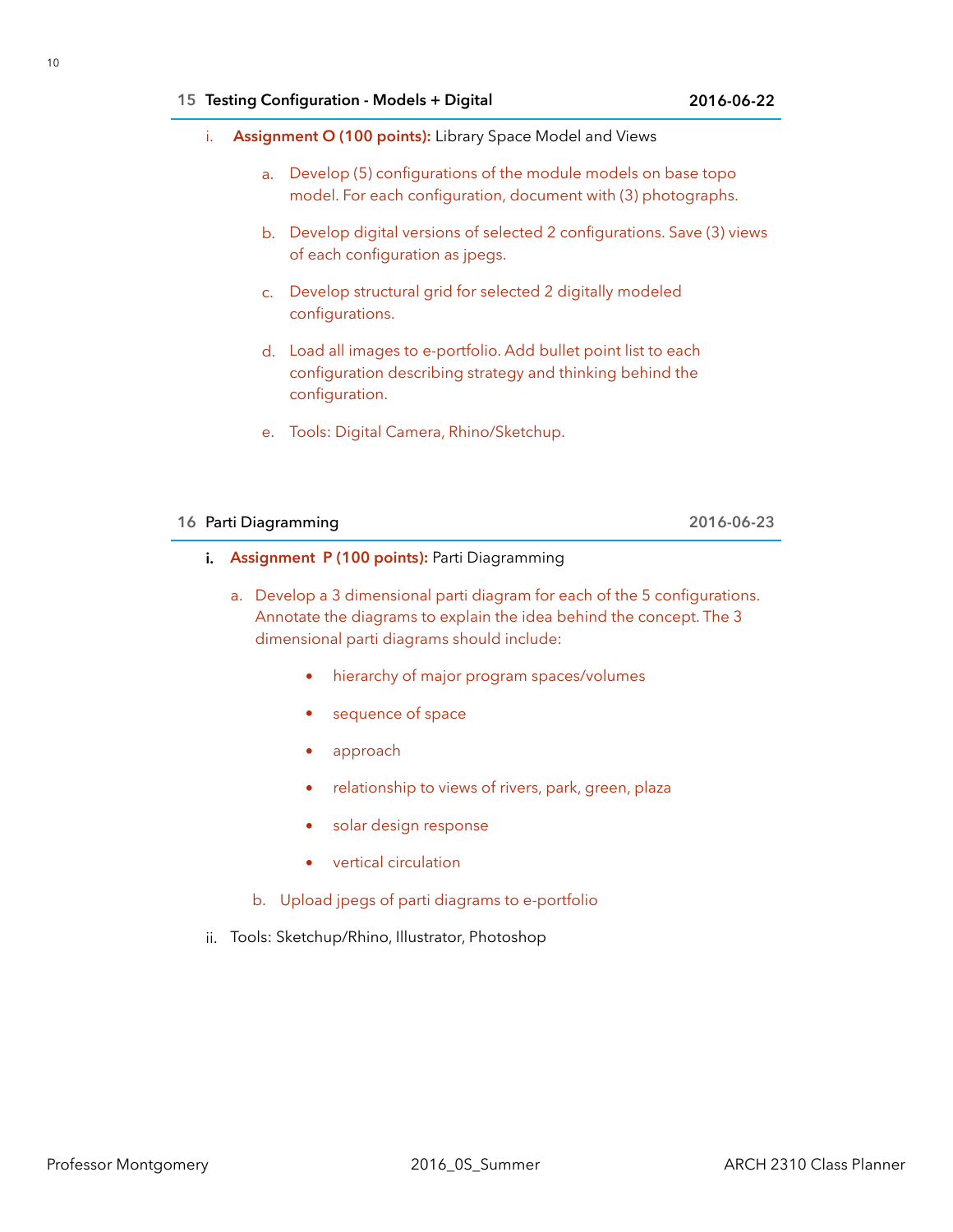## 15 Testing Configuration - Models + Digital — 2016-06-22

i. **Assignment O (100 points):** Library Space Model and Views

   a. Develop (5) configurations of the module models on base topo model. For each configuration, document with (3) photographs.

   b. Develop digital versions of selected 2 configurations. Save (3) views of each configuration as jpegs.

   c. Develop structural grid for selected 2 digitally modeled configurations.

   d. Load all images to e-portfolio. Add bullet point list to each configuration describing strategy and thinking behind the configuration.

   e. Tools: Digital Camera, Rhino/Sketchup.

## 16 Parti Diagramming — 2016-06-23

i. **Assignment P (100 points):** Parti Diagramming

   a. Develop a 3 dimensional parti diagram for each of the 5 configurations. Annotate the diagrams to explain the idea behind the concept. The 3 dimensional parti diagrams should include:

      - hierarchy of major program spaces/volumes
      - sequence of space
      - approach
      - relationship to views of rivers, park, green, plaza
      - solar design response
      - vertical circulation

   b. Upload jpegs of parti diagrams to e-portfolio

ii. Tools: Sketchup/Rhino, Illustrator, Photoshop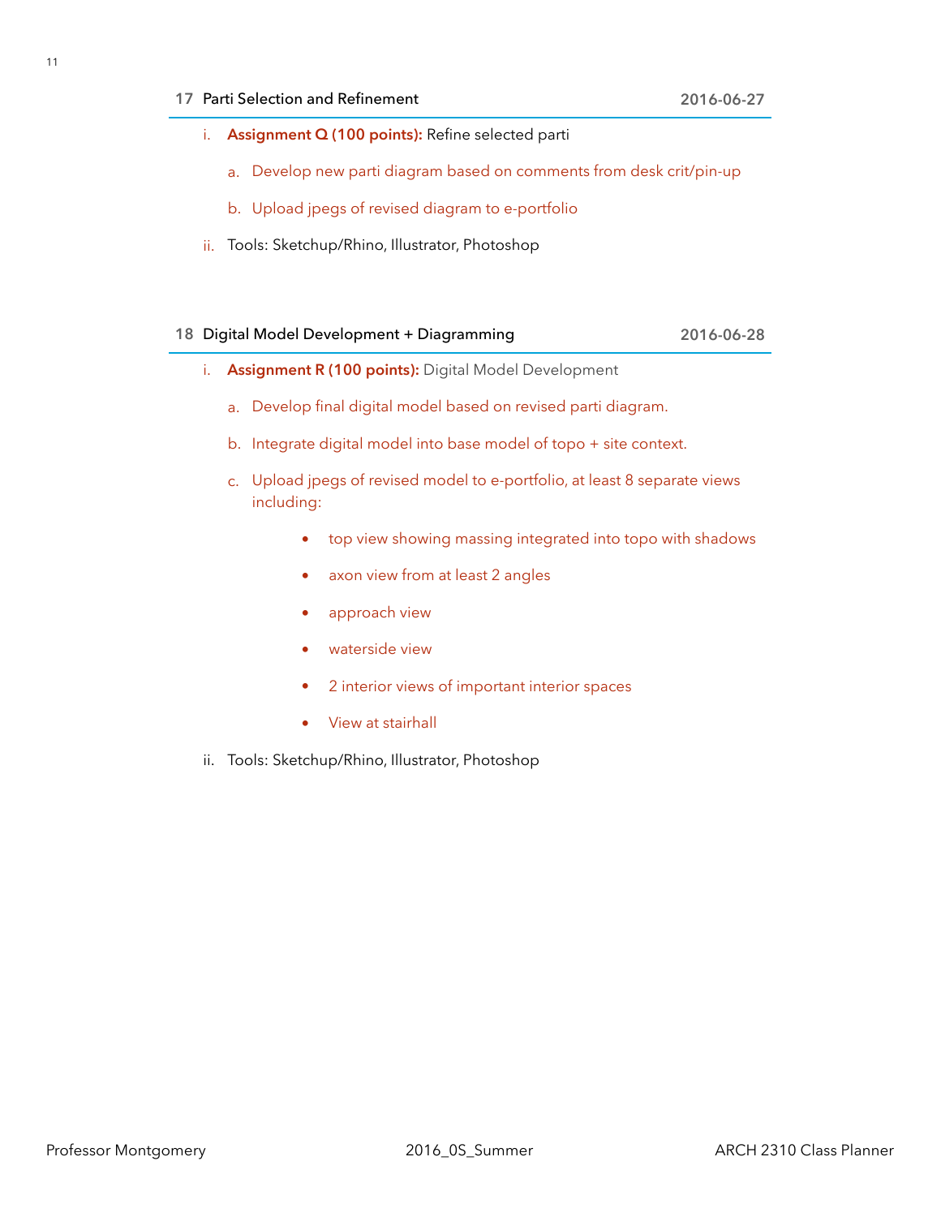## 17 Parti Selection and Refinement — 2016-06-27

i. **Assignment Q (100 points):** Refine selected parti

   a. Develop new parti diagram based on comments from desk crit/pin-up

   b. Upload jpegs of revised diagram to e-portfolio

ii. Tools: Sketchup/Rhino, Illustrator, Photoshop

## 18 Digital Model Development + Diagramming — 2016-06-28

i. **Assignment R (100 points):** Digital Model Development

   a. Develop final digital model based on revised parti diagram.

   b. Integrate digital model into base model of topo + site context.

   c. Upload jpegs of revised model to e-portfolio, at least 8 separate views including:

      - top view showing massing integrated into topo with shadows
      - axon view from at least 2 angles
      - approach view
      - waterside view
      - 2 interior views of important interior spaces
      - View at stairhall

ii. Tools: Sketchup/Rhino, Illustrator, Photoshop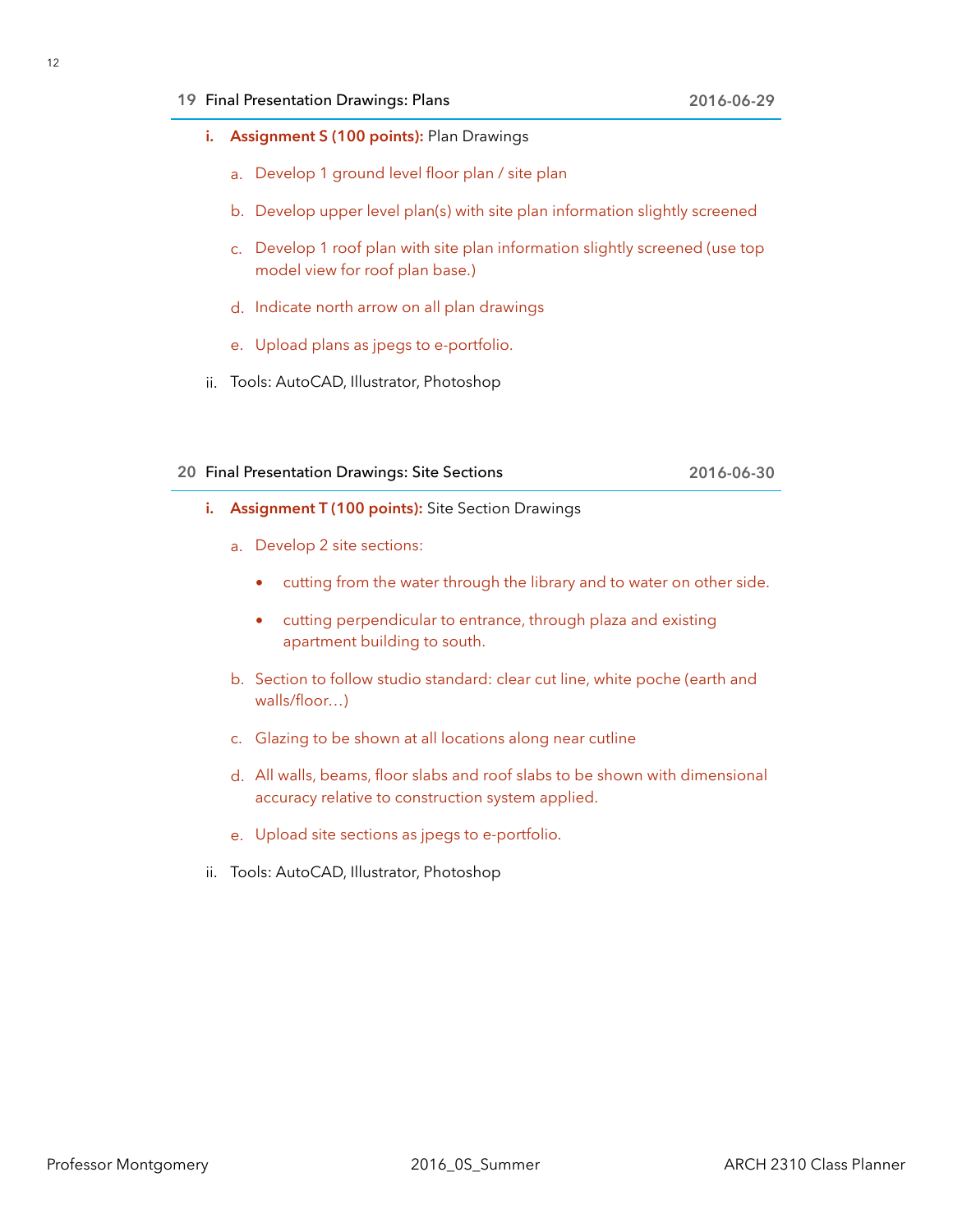## 19 Final Presentation Drawings: Plans — 2016-06-29

i. **Assignment S (100 points):** Plan Drawings

   a. Develop 1 ground level floor plan / site plan

   b. Develop upper level plan(s) with site plan information slightly screened

   c. Develop 1 roof plan with site plan information slightly screened (use top model view for roof plan base.)

   d. Indicate north arrow on all plan drawings

   e. Upload plans as jpegs to e-portfolio.

ii. Tools: AutoCAD, Illustrator, Photoshop

## 20 Final Presentation Drawings: Site Sections — 2016-06-30

i. **Assignment T (100 points):** Site Section Drawings

   a. Develop 2 site sections:

      - cutting from the water through the library and to water on other side.
      - cutting perpendicular to entrance, through plaza and existing apartment building to south.

   b. Section to follow studio standard: clear cut line, white poche (earth and walls/floor…)

   c. Glazing to be shown at all locations along near cutline

   d. All walls, beams, floor slabs and roof slabs to be shown with dimensional accuracy relative to construction system applied.

   e. Upload site sections as jpegs to e-portfolio.

ii. Tools: AutoCAD, Illustrator, Photoshop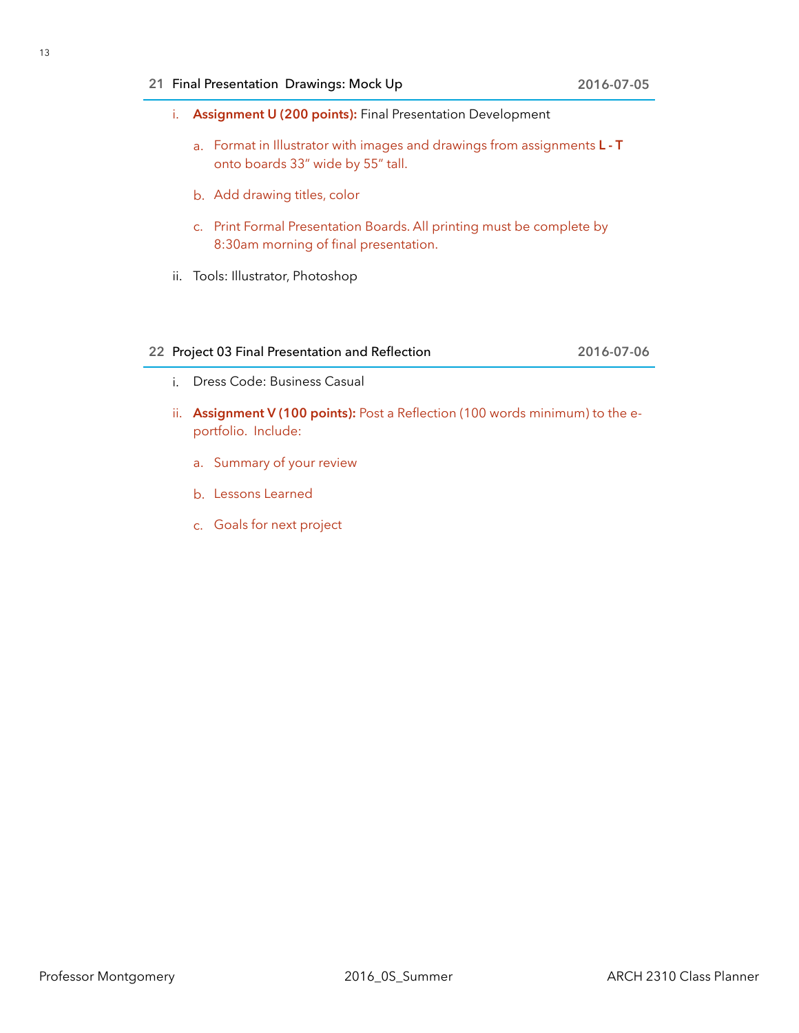## 21 Final Presentation Drawings: Mock Up — 2016-07-05

i. **Assignment U (200 points):** Final Presentation Development

  a. Format in Illustrator with images and drawings from assignments **L - T** onto boards 33" wide by 55" tall.

  b. Add drawing titles, color

  c. Print Formal Presentation Boards. All printing must be complete by 8:30am morning of final presentation.

ii. Tools: Illustrator, Photoshop

## 22 Project 03 Final Presentation and Reflection — 2016-07-06

i. Dress Code: Business Casual

ii. **Assignment V (100 points):** Post a Reflection (100 words minimum) to the e-portfolio. Include:

  a. Summary of your review

  b. Lessons Learned

  c. Goals for next project